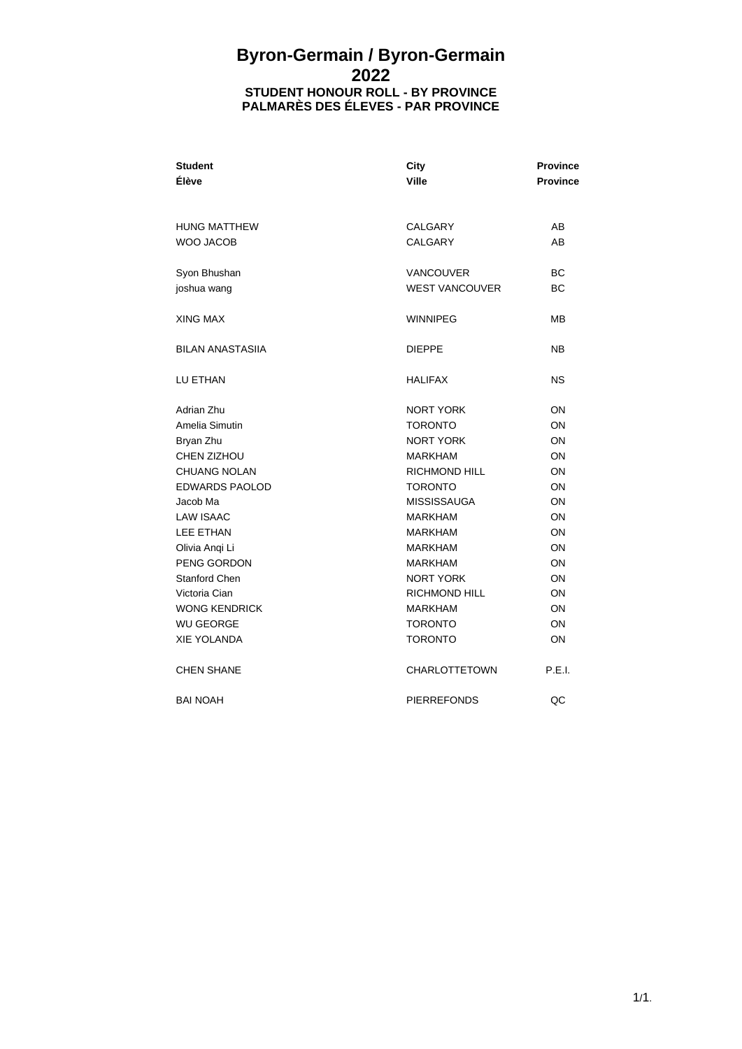# Byron-Germain / Byron-Germain

## 2022

### STUDENT HONOUR ROLL - BY PROVINCE
### PALMARÈS DES ÉLEVES - PAR PROVINCE

| Student<br>Élève | City<br>Ville | Province<br>Province |
|---|---|---|
| HUNG MATTHEW | CALGARY | AB |
| WOO JACOB | CALGARY | AB |
| Syon Bhushan | VANCOUVER | BC |
| joshua wang | WEST VANCOUVER | BC |
| XING MAX | WINNIPEG | MB |
| BILAN ANASTASIIA | DIEPPE | NB |
| LU ETHAN | HALIFAX | NS |
| Adrian Zhu | NORT YORK | ON |
| Amelia Simutin | TORONTO | ON |
| Bryan Zhu | NORT YORK | ON |
| CHEN ZIZHOU | MARKHAM | ON |
| CHUANG NOLAN | RICHMOND HILL | ON |
| EDWARDS PAOLOD | TORONTO | ON |
| Jacob Ma | MISSISSAUGA | ON |
| LAW ISAAC | MARKHAM | ON |
| LEE ETHAN | MARKHAM | ON |
| Olivia Anqi Li | MARKHAM | ON |
| PENG GORDON | MARKHAM | ON |
| Stanford Chen | NORT YORK | ON |
| Victoria Cian | RICHMOND HILL | ON |
| WONG KENDRICK | MARKHAM | ON |
| WU GEORGE | TORONTO | ON |
| XIE YOLANDA | TORONTO | ON |
| CHEN SHANE | CHARLOTTETOWN | P.E.I. |
| BAI NOAH | PIERREFONDS | QC |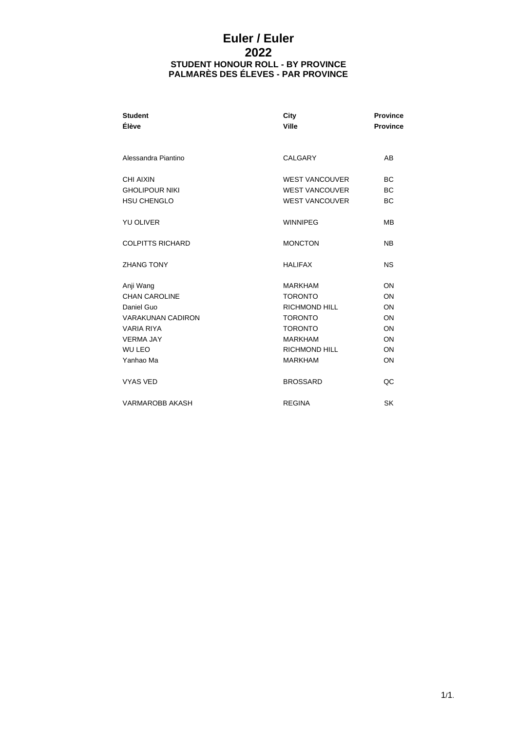# Euler / Euler

## 2022

### STUDENT HONOUR ROLL - BY PROVINCE
### PALMARÈS DES ÉLEVES - PAR PROVINCE

| Student<br>Élève | City<br>Ville | Province<br>Province |
|---|---|---|
| Alessandra Piantino | CALGARY | AB |
| CHI AIXIN | WEST VANCOUVER | BC |
| GHOLIPOUR NIKI | WEST VANCOUVER | BC |
| HSU CHENGLO | WEST VANCOUVER | BC |
| YU OLIVER | WINNIPEG | MB |
| COLPITTS RICHARD | MONCTON | NB |
| ZHANG TONY | HALIFAX | NS |
| Anji Wang | MARKHAM | ON |
| CHAN CAROLINE | TORONTO | ON |
| Daniel Guo | RICHMOND HILL | ON |
| VARAKUNAN CADIRON | TORONTO | ON |
| VARIA RIYA | TORONTO | ON |
| VERMA JAY | MARKHAM | ON |
| WU LEO | RICHMOND HILL | ON |
| Yanhao Ma | MARKHAM | ON |
| VYAS VED | BROSSARD | QC |
| VARMAROBB AKASH | REGINA | SK |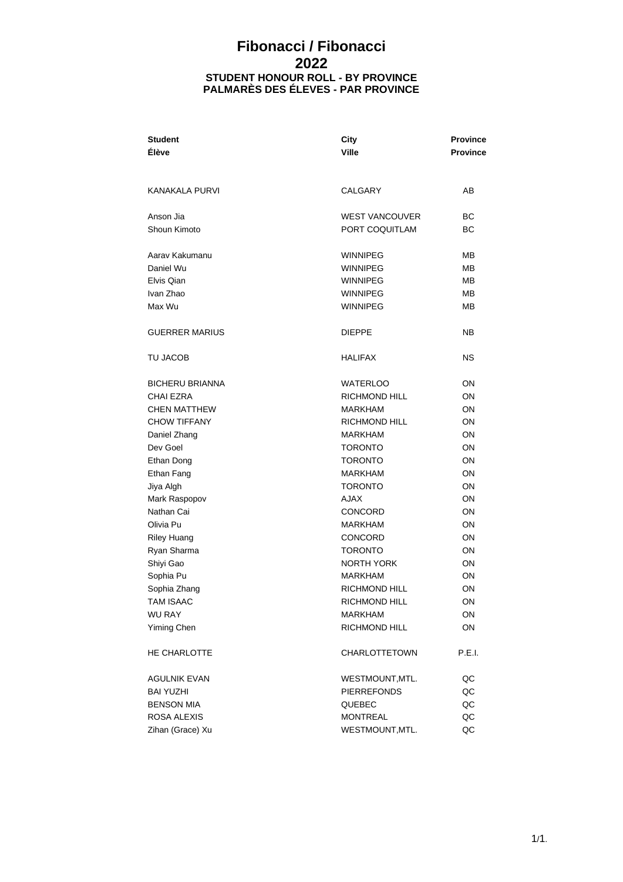# Fibonacci / Fibonacci
## 2022
### STUDENT HONOUR ROLL - BY PROVINCE
### PALMARÈS DES ÉLEVES - PAR PROVINCE

| Student<br>Élève | City<br>Ville | Province<br>Province |
|---|---|---|
| KANAKALA PURVI | CALGARY | AB |
| Anson Jia | WEST VANCOUVER | BC |
| Shoun Kimoto | PORT COQUITLAM | BC |
| Aarav Kakumanu | WINNIPEG | MB |
| Daniel Wu | WINNIPEG | MB |
| Elvis Qian | WINNIPEG | MB |
| Ivan Zhao | WINNIPEG | MB |
| Max Wu | WINNIPEG | MB |
| GUERRER MARIUS | DIEPPE | NB |
| TU JACOB | HALIFAX | NS |
| BICHERU BRIANNA | WATERLOO | ON |
| CHAI EZRA | RICHMOND HILL | ON |
| CHEN MATTHEW | MARKHAM | ON |
| CHOW TIFFANY | RICHMOND HILL | ON |
| Daniel Zhang | MARKHAM | ON |
| Dev Goel | TORONTO | ON |
| Ethan Dong | TORONTO | ON |
| Ethan Fang | MARKHAM | ON |
| Jiya Algh | TORONTO | ON |
| Mark Raspopov | AJAX | ON |
| Nathan Cai | CONCORD | ON |
| Olivia Pu | MARKHAM | ON |
| Riley Huang | CONCORD | ON |
| Ryan Sharma | TORONTO | ON |
| Shiyi Gao | NORTH YORK | ON |
| Sophia Pu | MARKHAM | ON |
| Sophia Zhang | RICHMOND HILL | ON |
| TAM ISAAC | RICHMOND HILL | ON |
| WU RAY | MARKHAM | ON |
| Yiming Chen | RICHMOND HILL | ON |
| HE CHARLOTTE | CHARLOTTETOWN | P.E.I. |
| AGULNIK EVAN | WESTMOUNT,MTL. | QC |
| BAI YUZHI | PIERREFONDS | QC |
| BENSON MIA | QUEBEC | QC |
| ROSA ALEXIS | MONTREAL | QC |
| Zihan (Grace) Xu | WESTMOUNT,MTL. | QC |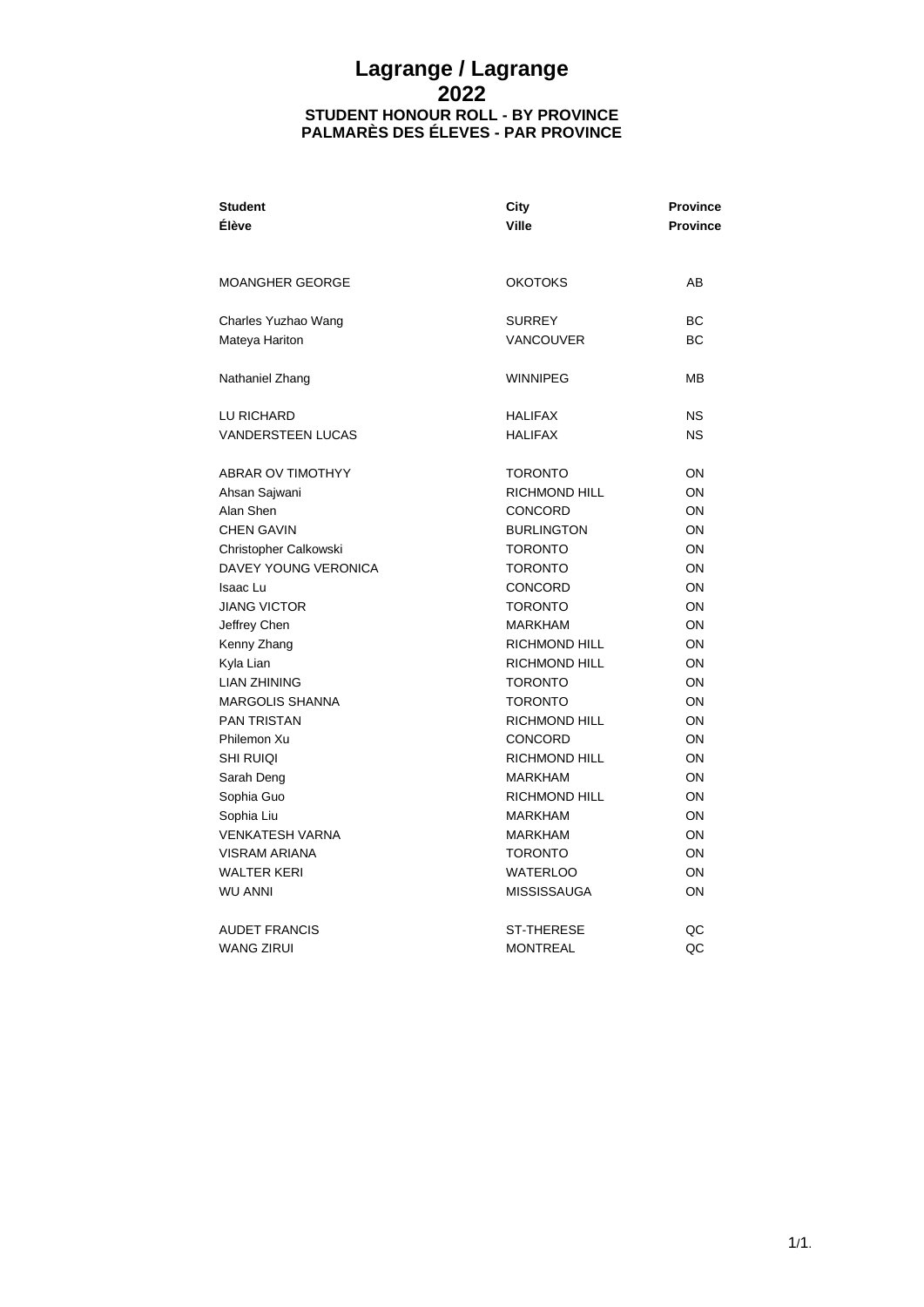# Lagrange / Lagrange
# 2022
### STUDENT HONOUR ROLL - BY PROVINCE
### PALMARÈS DES ÉLEVES - PAR PROVINCE

| Student<br>Élève | City<br>Ville | Province<br>Province |
|---|---|---|
| MOANGHER GEORGE | OKOTOKS | AB |
| Charles Yuzhao Wang | SURREY | BC |
| Mateya Hariton | VANCOUVER | BC |
| Nathaniel Zhang | WINNIPEG | MB |
| LU RICHARD | HALIFAX | NS |
| VANDERSTEEN LUCAS | HALIFAX | NS |
| ABRAR OV TIMOTHYY | TORONTO | ON |
| Ahsan Sajwani | RICHMOND HILL | ON |
| Alan Shen | CONCORD | ON |
| CHEN GAVIN | BURLINGTON | ON |
| Christopher Calkowski | TORONTO | ON |
| DAVEY YOUNG VERONICA | TORONTO | ON |
| Isaac Lu | CONCORD | ON |
| JIANG VICTOR | TORONTO | ON |
| Jeffrey Chen | MARKHAM | ON |
| Kenny Zhang | RICHMOND HILL | ON |
| Kyla Lian | RICHMOND HILL | ON |
| LIAN ZHINING | TORONTO | ON |
| MARGOLIS SHANNA | TORONTO | ON |
| PAN TRISTAN | RICHMOND HILL | ON |
| Philemon Xu | CONCORD | ON |
| SHI RUIQI | RICHMOND HILL | ON |
| Sarah Deng | MARKHAM | ON |
| Sophia Guo | RICHMOND HILL | ON |
| Sophia Liu | MARKHAM | ON |
| VENKATESH VARNA | MARKHAM | ON |
| VISRAM ARIANA | TORONTO | ON |
| WALTER KERI | WATERLOO | ON |
| WU ANNI | MISSISSAUGA | ON |
| AUDET FRANCIS | ST-THERESE | QC |
| WANG ZIRUI | MONTREAL | QC |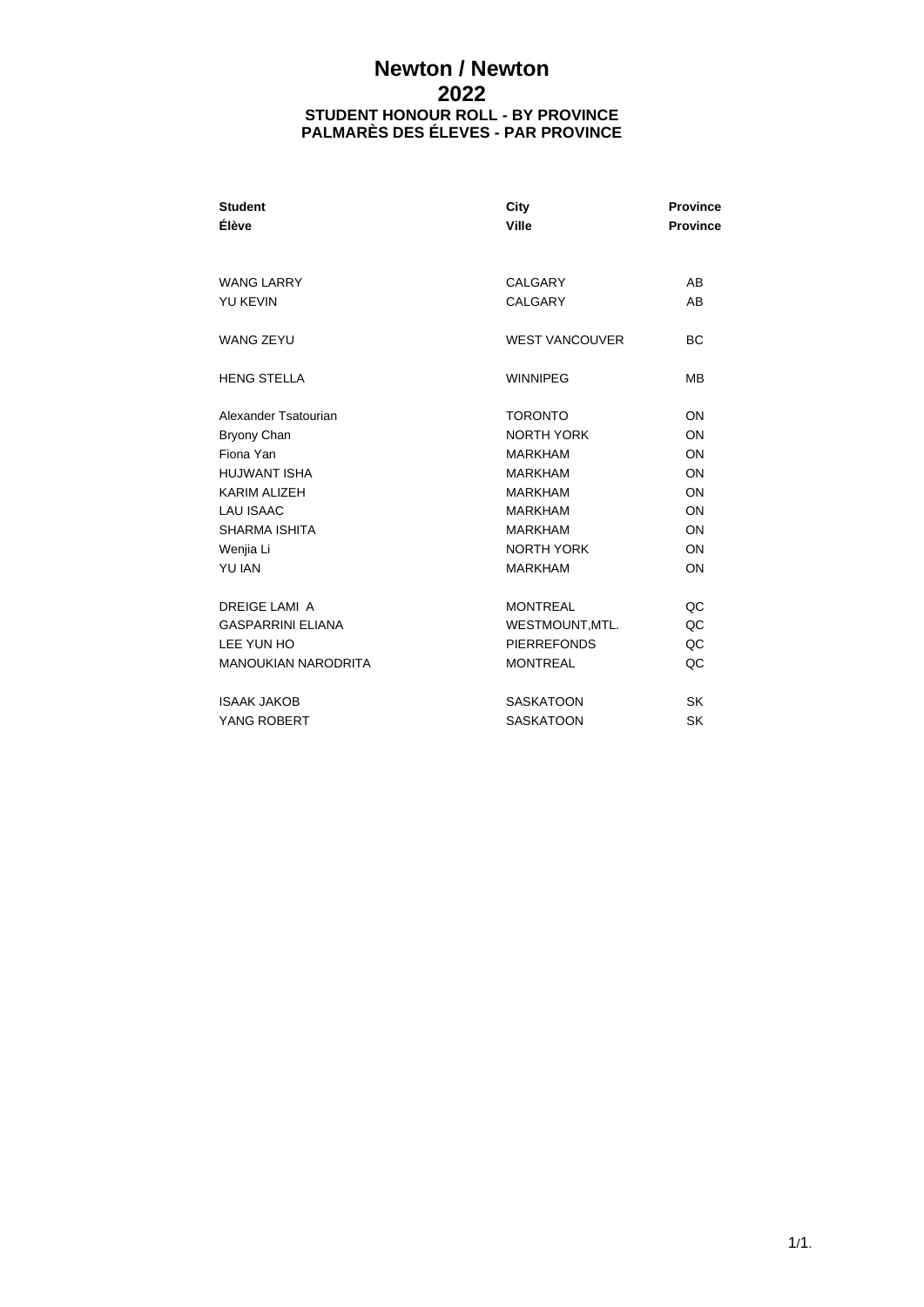# Newton / Newton

## 2022

### STUDENT HONOUR ROLL - BY PROVINCE
### PALMARÈS DES ÉLEVES - PAR PROVINCE

| Student<br>Élève | City<br>Ville | Province<br>Province |
|---|---|---|
| WANG LARRY | CALGARY | AB |
| YU KEVIN | CALGARY | AB |
| WANG ZEYU | WEST VANCOUVER | BC |
| HENG STELLA | WINNIPEG | MB |
| Alexander Tsatourian | TORONTO | ON |
| Bryony Chan | NORTH YORK | ON |
| Fiona Yan | MARKHAM | ON |
| HUJWANT ISHA | MARKHAM | ON |
| KARIM ALIZEH | MARKHAM | ON |
| LAU ISAAC | MARKHAM | ON |
| SHARMA ISHITA | MARKHAM | ON |
| Wenjia Li | NORTH YORK | ON |
| YU IAN | MARKHAM | ON |
| DREIGE LAMI A | MONTREAL | QC |
| GASPARRINI ELIANA | WESTMOUNT,MTL. | QC |
| LEE YUN HO | PIERREFONDS | QC |
| MANOUKIAN NARODRITA | MONTREAL | QC |
| ISAAK JAKOB | SASKATOON | SK |
| YANG ROBERT | SASKATOON | SK |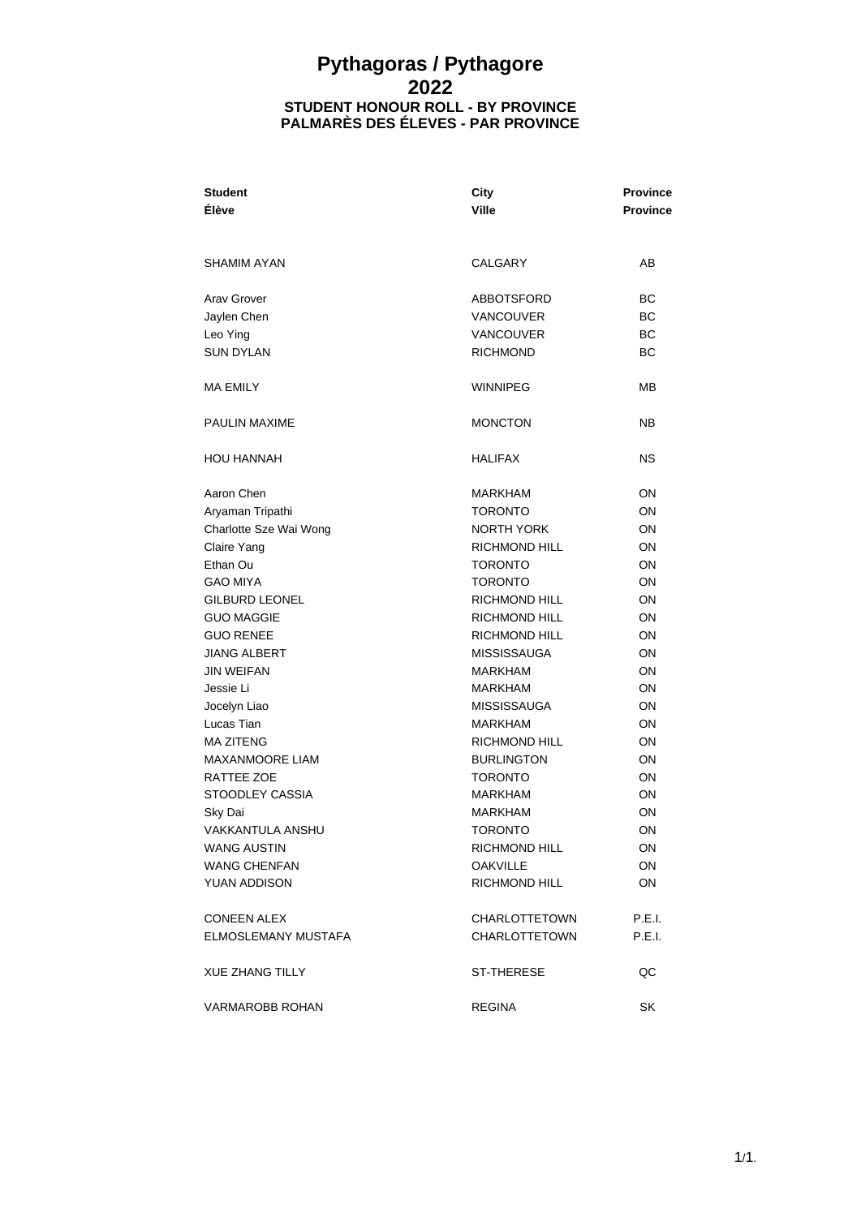# Pythagoras / Pythagore
# 2022
### STUDENT HONOUR ROLL - BY PROVINCE
### PALMARÈS DES ÉLEVES - PAR PROVINCE

| Student<br>Élève | City<br>Ville | Province<br>Province |
|---|---|---|
| SHAMIM AYAN | CALGARY | AB |
| Arav Grover | ABBOTSFORD | BC |
| Jaylen Chen | VANCOUVER | BC |
| Leo Ying | VANCOUVER | BC |
| SUN DYLAN | RICHMOND | BC |
| MA EMILY | WINNIPEG | MB |
| PAULIN MAXIME | MONCTON | NB |
| HOU HANNAH | HALIFAX | NS |
| Aaron Chen | MARKHAM | ON |
| Aryaman Tripathi | TORONTO | ON |
| Charlotte Sze Wai Wong | NORTH YORK | ON |
| Claire Yang | RICHMOND HILL | ON |
| Ethan Ou | TORONTO | ON |
| GAO MIYA | TORONTO | ON |
| GILBURD LEONEL | RICHMOND HILL | ON |
| GUO MAGGIE | RICHMOND HILL | ON |
| GUO RENEE | RICHMOND HILL | ON |
| JIANG ALBERT | MISSISSAUGA | ON |
| JIN WEIFAN | MARKHAM | ON |
| Jessie Li | MARKHAM | ON |
| Jocelyn Liao | MISSISSAUGA | ON |
| Lucas Tian | MARKHAM | ON |
| MA ZITENG | RICHMOND HILL | ON |
| MAXANMOORE LIAM | BURLINGTON | ON |
| RATTEE ZOE | TORONTO | ON |
| STOODLEY CASSIA | MARKHAM | ON |
| Sky Dai | MARKHAM | ON |
| VAKKANTULA ANSHU | TORONTO | ON |
| WANG AUSTIN | RICHMOND HILL | ON |
| WANG CHENFAN | OAKVILLE | ON |
| YUAN ADDISON | RICHMOND HILL | ON |
| CONEEN ALEX | CHARLOTTETOWN | P.E.I. |
| ELMOSLEMANY MUSTAFA | CHARLOTTETOWN | P.E.I. |
| XUE ZHANG TILLY | ST-THERESE | QC |
| VARMAROBB ROHAN | REGINA | SK |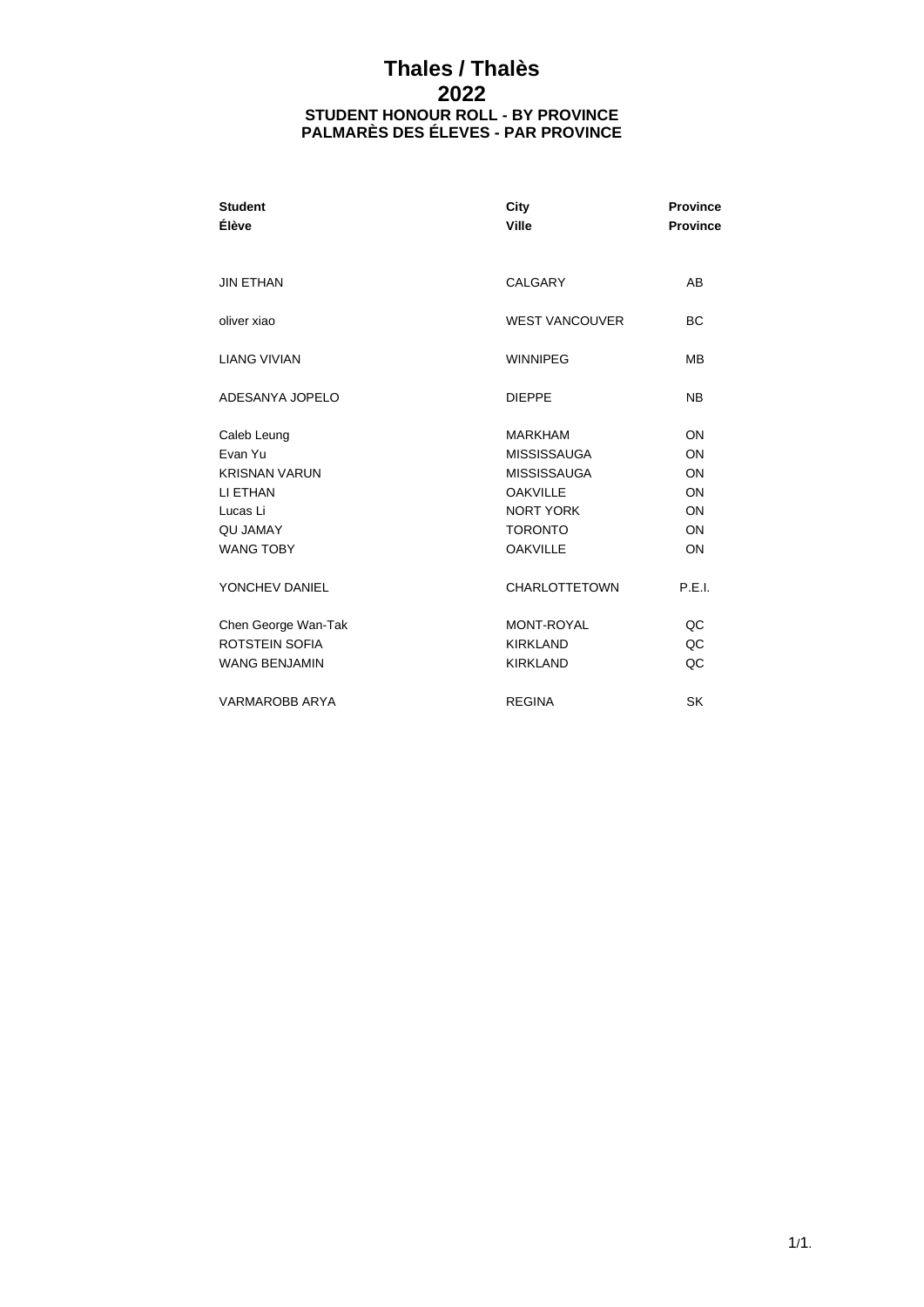# Thales / Thalès
# 2022
### STUDENT HONOUR ROLL - BY PROVINCE
### PALMARÈS DES ÉLEVES - PAR PROVINCE

| Student<br>Élève | City<br>Ville | Province<br>Province |
|---|---|---|
| JIN ETHAN | CALGARY | AB |
| oliver xiao | WEST VANCOUVER | BC |
| LIANG VIVIAN | WINNIPEG | MB |
| ADESANYA JOPELO | DIEPPE | NB |
| Caleb Leung | MARKHAM | ON |
| Evan Yu | MISSISSAUGA | ON |
| KRISNAN VARUN | MISSISSAUGA | ON |
| LI ETHAN | OAKVILLE | ON |
| Lucas Li | NORT YORK | ON |
| QU JAMAY | TORONTO | ON |
| WANG TOBY | OAKVILLE | ON |
| YONCHEV DANIEL | CHARLOTTETOWN | P.E.I. |
| Chen George Wan-Tak | MONT-ROYAL | QC |
| ROTSTEIN SOFIA | KIRKLAND | QC |
| WANG BENJAMIN | KIRKLAND | QC |
| VARMAROBB ARYA | REGINA | SK |